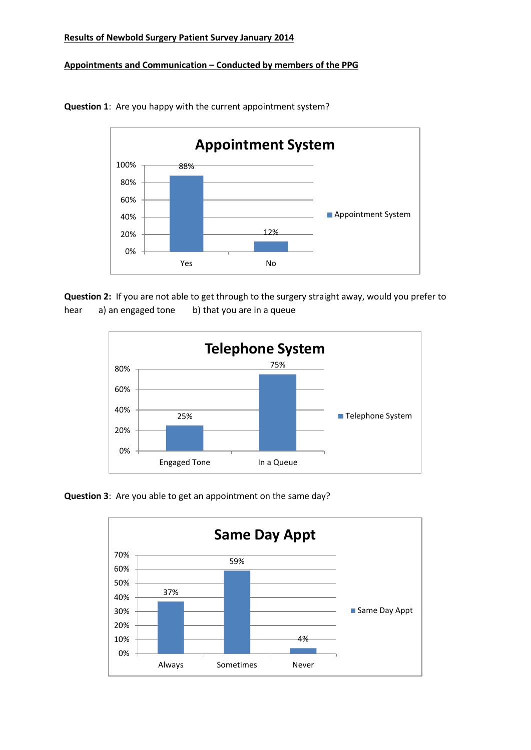**Results of Newbold Surgery Patient Survey January 2014**

**Appointments and Communication – Conducted by members of the PPG**

**Question 1**: Are you happy with the current appointment system?

**Appointment System**

| | Appointment System |
|---|---|
| Yes | 88% |
| No | 12% |

**Question 2:** If you are not able to get through to the surgery straight away, would you prefer to hear a) an engaged tone b) that you are in a queue

**Telephone System**

| | Telephone System |
|---|---|
| Engaged Tone | 25% |
| In a Queue | 75% |

**Question 3**: Are you able to get an appointment on the same day?

**Same Day Appt**

| | Same Day Appt |
|---|---|
| Always | 37% |
| Sometimes | 59% |
| Never | 4% |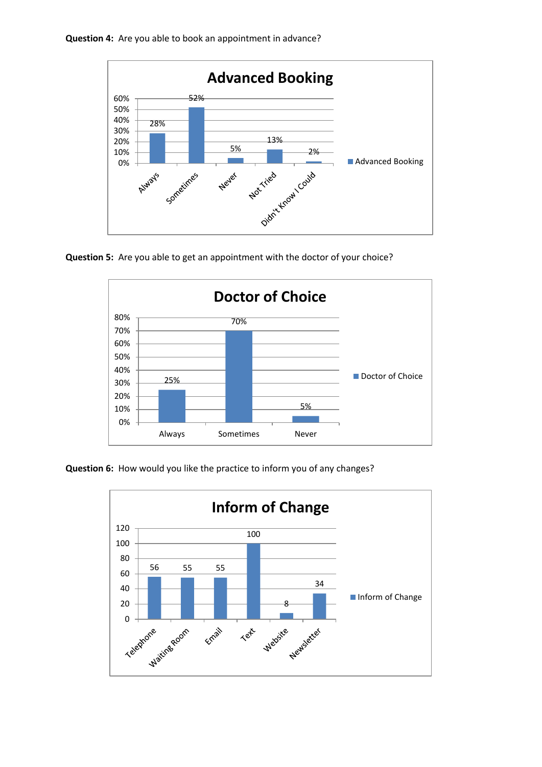**Question 4:** Are you able to book an appointment in advance?

**Advanced Booking**

| | Advanced Booking |
|---|---|
| Always | 28% |
| Sometimes | 52% |
| Never | 5% |
| Not Tried | 13% |
| Didn't Know I Could | 2% |

**Question 5:** Are you able to get an appointment with the doctor of your choice?

**Doctor of Choice**

| | Doctor of Choice |
|---|---|
| Always | 25% |
| Sometimes | 70% |
| Never | 5% |

**Question 6:** How would you like the practice to inform you of any changes?

**Inform of Change**

| | Inform of Change |
|---|---|
| Telephone | 56 |
| Waiting Room | 55 |
| Email | 55 |
| Text | 100 |
| Website | 8 |
| Newsletter | 34 |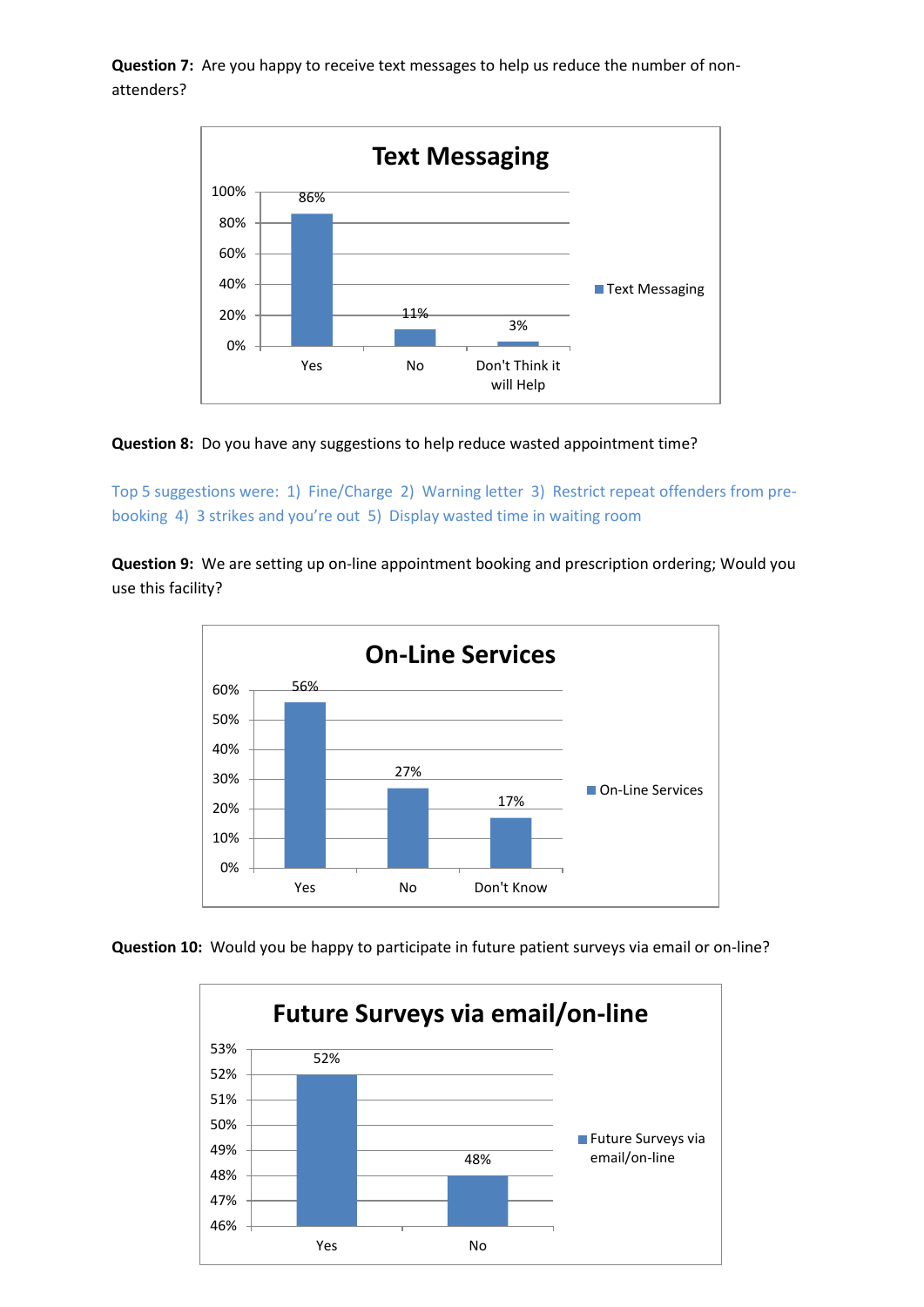**Question 7:** Are you happy to receive text messages to help us reduce the number of non-attenders?

Text Messaging

100%
80%
60%
40%
20%
0%

86%
11%
3%

Yes
No
Don't Think it will Help

Text Messaging

**Question 8:** Do you have any suggestions to help reduce wasted appointment time?

Top 5 suggestions were: 1) Fine/Charge 2) Warning letter 3) Restrict repeat offenders from pre-booking 4) 3 strikes and you're out 5) Display wasted time in waiting room

**Question 9:** We are setting up on-line appointment booking and prescription ordering; Would you use this facility?

On-Line Services

60%
50%
40%
30%
20%
10%
0%

56%
27%
17%

Yes
No
Don't Know

On-Line Services

**Question 10:** Would you be happy to participate in future patient surveys via email or on-line?

Future Surveys via email/on-line

53%
52%
51%
50%
49%
48%
47%
46%

52%
48%

Yes
No

Future Surveys via email/on-line